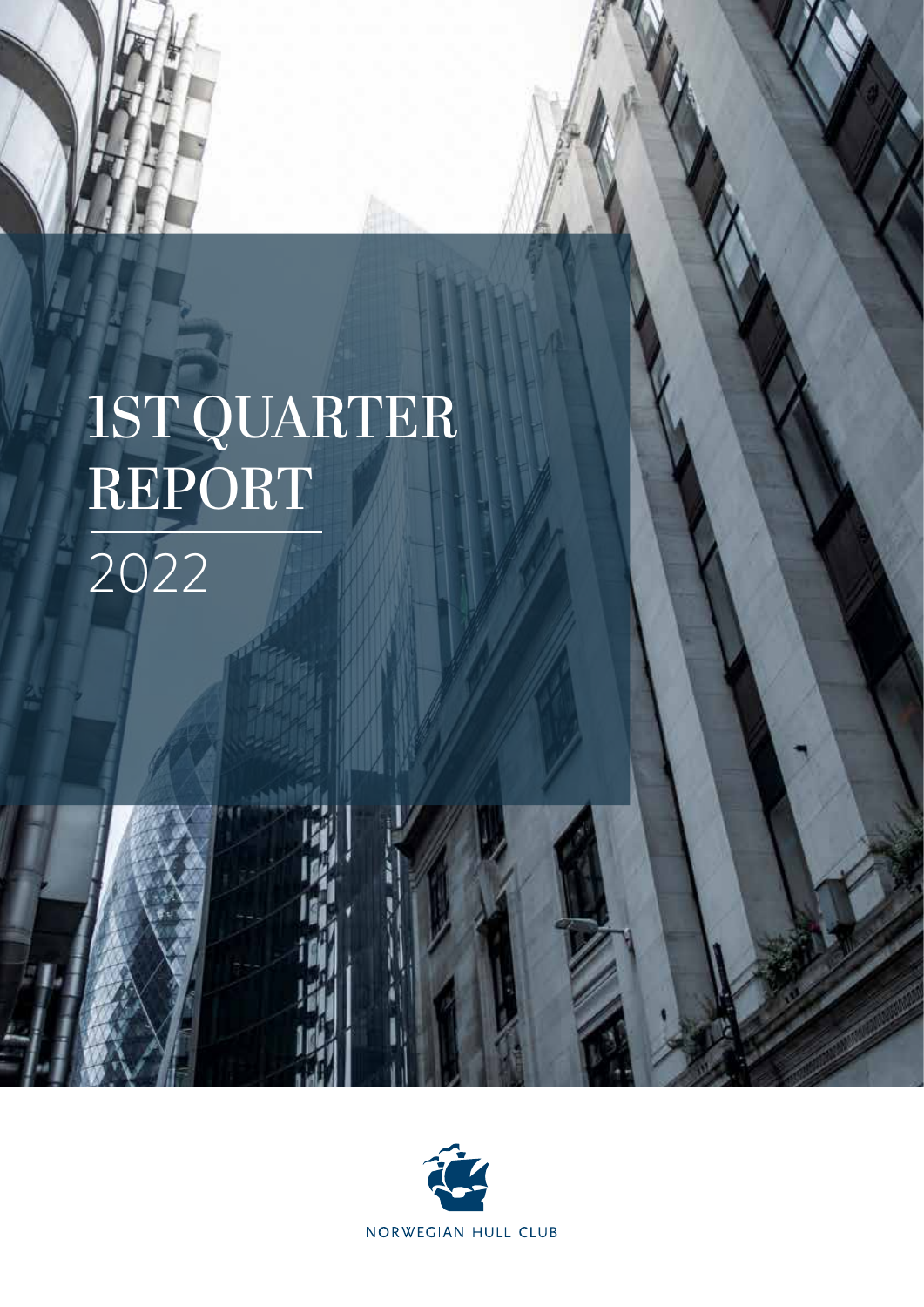# 1ST QUARTER REPORT

2022

NORWEGIAN HULL CLUB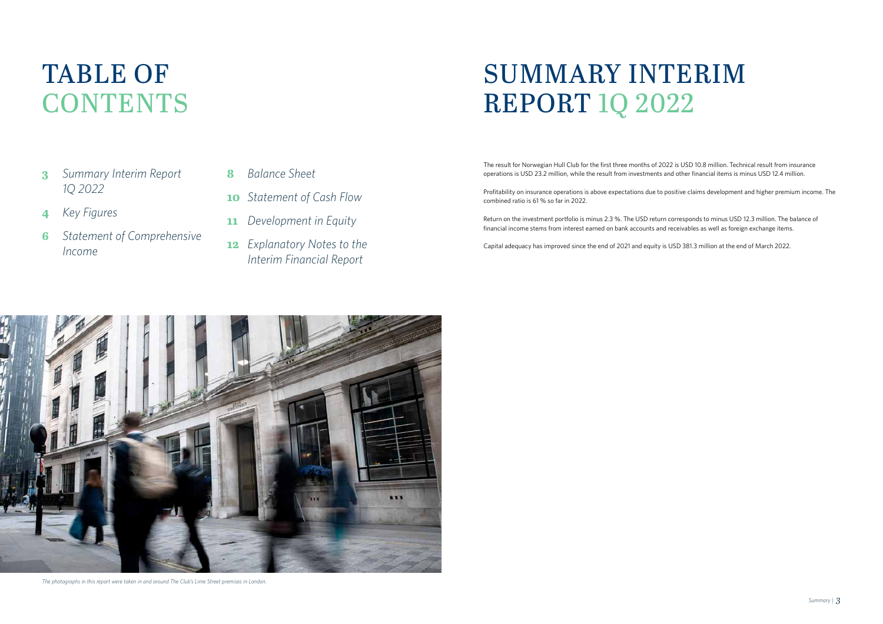# TABLE OF CONTENTS

- **3** *Summary Interim Report 1Q 2022*
- **4** *Key Figures*
- **6** *Statement of Comprehensive Income*
- **8** *Balance Sheet*
- **10** *Statement of Cash Flow*
- **11** *Development in Equity*
- **12** *Explanatory Notes to the Interim Financial Report*

*The photographs in this report were taken in and around The Club's Lime Street premises in London.*

# SUMMARY INTERIM REPORT 1Q 2022

The result for Norwegian Hull Club for the first three months of 2022 is USD 10.8 million. Technical result from insurance operations is USD 23.2 million, while the result from investments and other financial items is minus USD 12.4 million.

Profitability on insurance operations is above expectations due to positive claims development and higher premium income. The combined ratio is 61 % so far in 2022.

Return on the investment portfolio is minus 2.3 %. The USD return corresponds to minus USD 12.3 million. The balance of financial income stems from interest earned on bank accounts and receivables as well as foreign exchange items.

Capital adequacy has improved since the end of 2021 and equity is USD 381.3 million at the end of March 2022.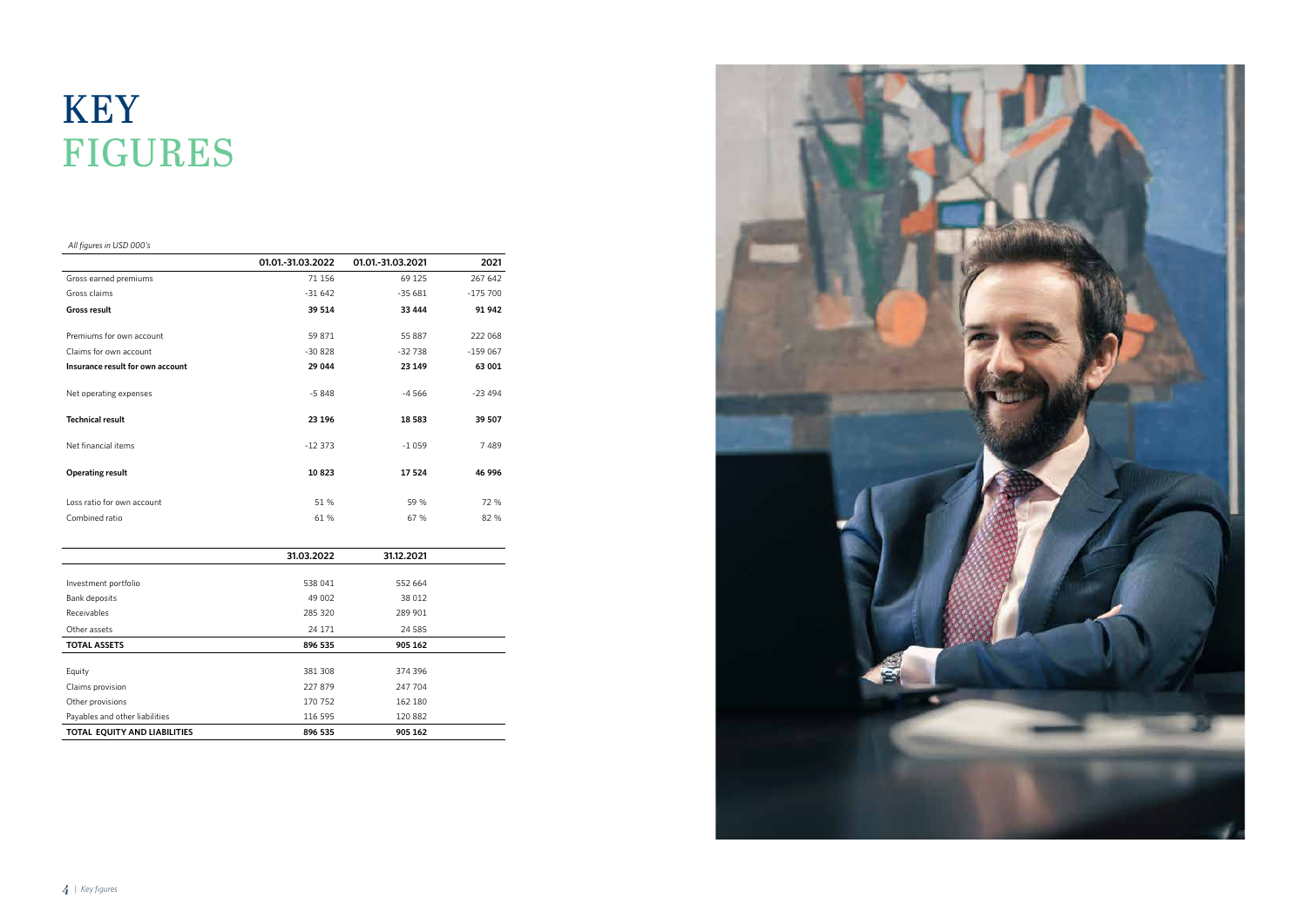# KEY FIGURES

*All figures in USD 000's*

| | 01.01.-31.03.2022 | 01.01.-31.03.2021 | 2021 |
|---|---|---|---|
| Gross earned premiums | 71 156 | 69 125 | 267 642 |
| Gross claims | -31 642 | -35 681 | -175 700 |
| **Gross result** | **39 514** | **33 444** | **91 942** |
| Premiums for own account | 59 871 | 55 887 | 222 068 |
| Claims for own account | -30 828 | -32 738 | -159 067 |
| **Insurance result for own account** | **29 044** | **23 149** | **63 001** |
| Net operating expenses | -5 848 | -4 566 | -23 494 |
| **Technical result** | **23 196** | **18 583** | **39 507** |
| Net financial items | -12 373 | -1 059 | 7 489 |
| **Operating result** | **10 823** | **17 524** | **46 996** |
| Loss ratio for own account | 51 % | 59 % | 72 % |
| Combined ratio | 61 % | 67 % | 82 % |

| | 31.03.2022 | 31.12.2021 |
|---|---|---|
| Investment portfolio | 538 041 | 552 664 |
| Bank deposits | 49 002 | 38 012 |
| Receivables | 285 320 | 289 901 |
| Other assets | 24 171 | 24 585 |
| **TOTAL ASSETS** | **896 535** | **905 162** |
| Equity | 381 308 | 374 396 |
| Claims provision | 227 879 | 247 704 |
| Other provisions | 170 752 | 162 180 |
| Payables and other liabilities | 116 595 | 120 882 |
| **TOTAL EQUITY AND LIABILITIES** | **896 535** | **905 162** |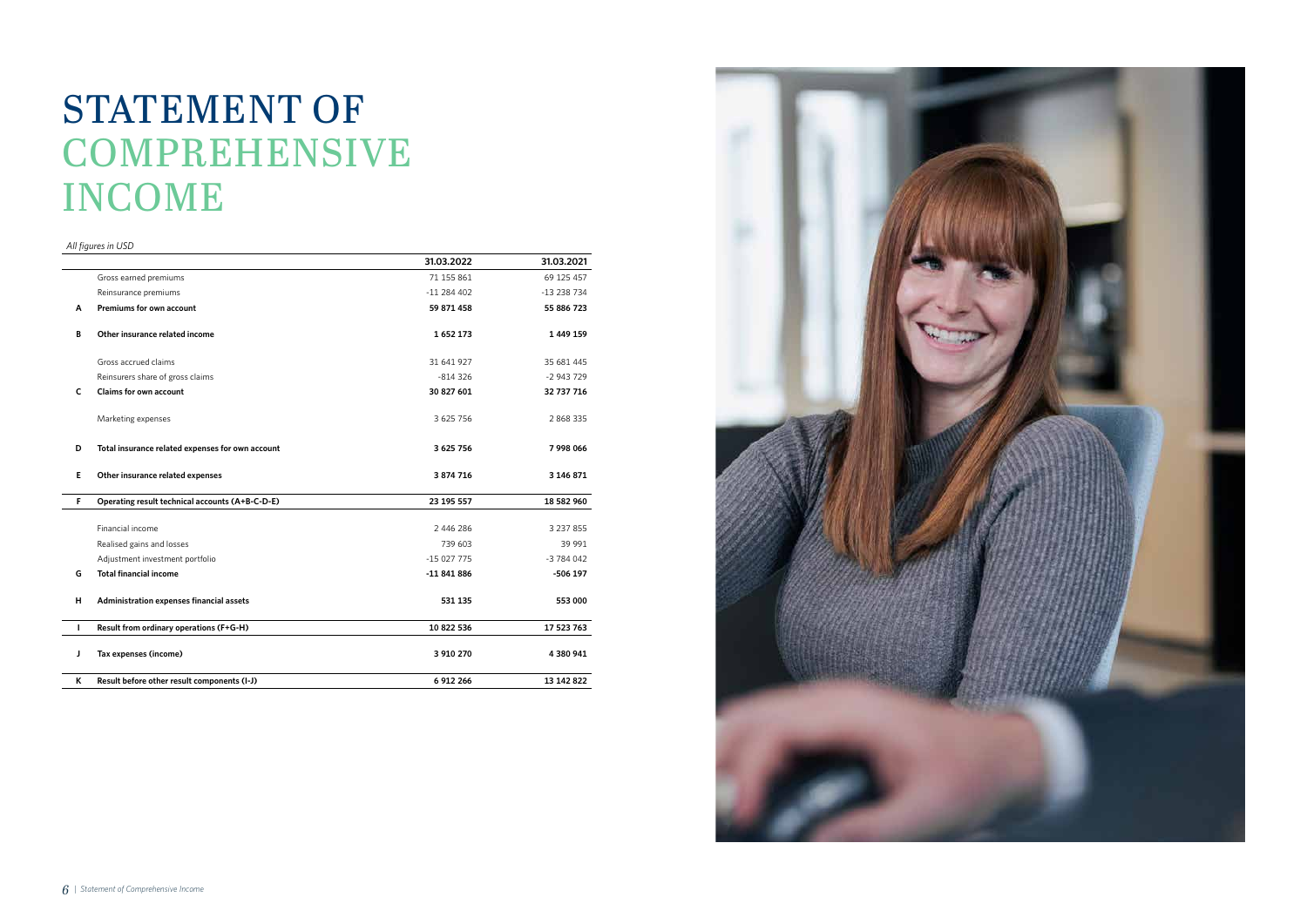# STATEMENT OF COMPREHENSIVE INCOME

*All figures in USD*

| | | 31.03.2022 | 31.03.2021 |
|---|---|---|---|
| | Gross earned premiums | 71 155 861 | 69 125 457 |
| | Reinsurance premiums | -11 284 402 | -13 238 734 |
| **A** | **Premiums for own account** | **59 871 458** | **55 886 723** |
| **B** | **Other insurance related income** | **1 652 173** | **1 449 159** |
| | Gross accrued claims | 31 641 927 | 35 681 445 |
| | Reinsurers share of gross claims | -814 326 | -2 943 729 |
| **C** | **Claims for own account** | **30 827 601** | **32 737 716** |
| | Marketing expenses | 3 625 756 | 2 868 335 |
| **D** | **Total insurance related expenses for own account** | **3 625 756** | **7 998 066** |
| **E** | **Other insurance related expenses** | **3 874 716** | **3 146 871** |
| **F** | **Operating result technical accounts (A+B-C-D-E)** | **23 195 557** | **18 582 960** |
| | Financial income | 2 446 286 | 3 237 855 |
| | Realised gains and losses | 739 603 | 39 991 |
| | Adjustment investment portfolio | -15 027 775 | -3 784 042 |
| **G** | **Total financial income** | **-11 841 886** | **-506 197** |
| **H** | **Administration expenses financial assets** | **531 135** | **553 000** |
| **I** | **Result from ordinary operations (F+G-H)** | **10 822 536** | **17 523 763** |
| **J** | **Tax expenses (income)** | **3 910 270** | **4 380 941** |
| **K** | **Result before other result components (I-J)** | **6 912 266** | **13 142 822** |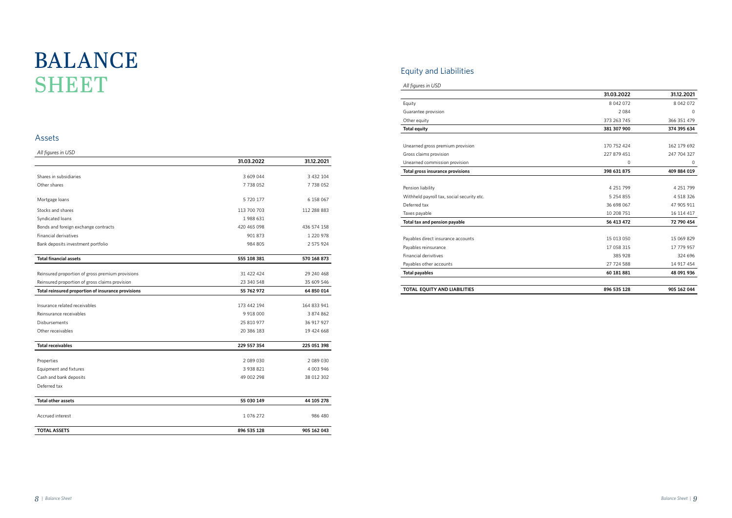# BALANCE SHEET

## Assets

*All figures in USD*

| | 31.03.2022 | 31.12.2021 |
|---|---|---|
| Shares in subsidiaries | 3 609 044 | 3 432 104 |
| Other shares | 7 738 052 | 7 738 052 |
| Mortgage loans | 5 720 177 | 6 158 067 |
| Stocks and shares | 113 700 703 | 112 288 883 |
| Syndicated loans | 1 988 631 | |
| Bonds and foreign exchange contracts | 420 465 098 | 436 574 158 |
| Financial derivatives | 901 873 | 1 220 978 |
| Bank deposits investment portfolio | 984 805 | 2 575 924 |
| **Total financial assets** | **555 108 381** | **570 168 873** |
| Reinsured proportion of gross premium provisions | 31 422 424 | 29 240 468 |
| Reinsured proportion of gross claims provision | 23 340 548 | 35 609 546 |
| **Total reinsured proportion of insurance provisions** | **55 762 972** | **64 850 014** |
| Insurance related receivables | 173 442 194 | 164 833 941 |
| Reinsurance receivables | 9 918 000 | 3 874 862 |
| Disbursements | 25 810 977 | 36 917 927 |
| Other receivables | 20 386 183 | 19 424 668 |
| **Total receivables** | **229 557 354** | **225 051 398** |
| Properties | 2 089 030 | 2 089 030 |
| Equipment and fixtures | 3 938 821 | 4 003 946 |
| Cash and bank deposits | 49 002 298 | 38 012 302 |
| Deferred tax | | |
| **Total other assets** | **55 030 149** | **44 105 278** |
| Accrued interest | 1 076 272 | 986 480 |
| **TOTAL ASSETS** | **896 535 128** | **905 162 043** |

## Equity and Liabilities

*All figures in USD*

| | 31.03.2022 | 31.12.2021 |
|---|---|---|
| Equity | 8 042 072 | 8 042 072 |
| Guarantee provision | 2 084 | 0 |
| Other equity | 373 263 745 | 366 351 479 |
| **Total equity** | **381 307 900** | **374 395 634** |
| Unearned gross premium provision | 170 752 424 | 162 179 692 |
| Gross claims provision | 227 879 451 | 247 704 327 |
| Unearned commission provision | 0 | 0 |
| **Total gross insurance provisions** | **398 631 875** | **409 884 019** |
| Pension liability | 4 251 799 | 4 251 799 |
| Withheld payroll tax, social security etc. | 5 254 855 | 4 518 326 |
| Deferred tax | 36 698 067 | 47 905 911 |
| Taxes payable | 10 208 751 | 16 114 417 |
| **Total tax and pension payable** | **56 413 472** | **72 790 454** |
| Payables direct insurance accounts | 15 013 050 | 15 069 829 |
| Payables reinsurance | 17 058 315 | 17 779 957 |
| Financial derivitives | 385 928 | 324 696 |
| Payables other accounts | 27 724 588 | 14 917 454 |
| **Total payables** | **60 181 881** | **48 091 936** |
| **TOTAL EQUITY AND LIABILITIES** | **896 535 128** | **905 162 044** |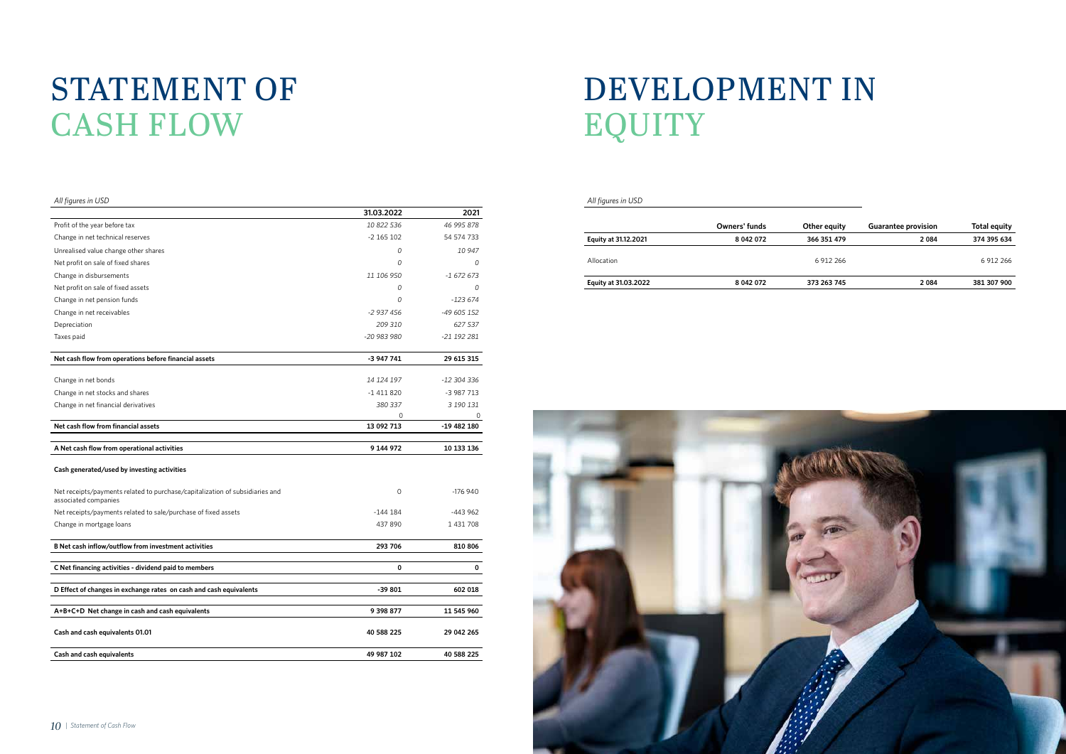# STATEMENT OF CASH FLOW

*All figures in USD*

| | 31.03.2022 | 2021 |
|---|---|---|
| Profit of the year before tax | *10 822 536* | *46 995 878* |
| Change in net technical reserves | -2 165 102 | 54 574 733 |
| Unrealised value change other shares | *0* | *10 947* |
| Net profit on sale of fixed shares | *0* | *0* |
| Change in disbursements | *11 106 950* | *-1 672 673* |
| Net profit on sale of fixed assets | *0* | *0* |
| Change in net pension funds | *0* | *-123 674* |
| Change in net receivables | *-2 937 456* | *-49 605 152* |
| Depreciation | *209 310* | *627 537* |
| Taxes paid | *-20 983 980* | *-21 192 281* |
| **Net cash flow from operations before financial assets** | **-3 947 741** | **29 615 315** |
| Change in net bonds | *14 124 197* | *-12 304 336* |
| Change in net stocks and shares | -1 411 820 | -3 987 713 |
| Change in net financial derivatives | *380 337* | *3 190 131* |
| | 0 | 0 |
| **Net cash flow from financial assets** | **13 092 713** | **-19 482 180** |
| **A Net cash flow from operational activities** | **9 144 972** | **10 133 136** |
| **Cash generated/used by investing activities** | | |
| Net receipts/payments related to purchase/capitalization of subsidiaries and associated companies | 0 | -176 940 |
| Net receipts/payments related to sale/purchase of fixed assets | -144 184 | -443 962 |
| Change in mortgage loans | 437 890 | 1 431 708 |
| **B Net cash inflow/outflow from investment activities** | **293 706** | **810 806** |
| **C Net financing activities - dividend paid to members** | **0** | **0** |
| **D Effect of changes in exchange rates on cash and cash equivalents** | **-39 801** | **602 018** |
| **A+B+C+D Net change in cash and cash equivalents** | **9 398 877** | **11 545 960** |
| **Cash and cash equivalents 01.01** | **40 588 225** | **29 042 265** |
| **Cash and cash equivalents** | **49 987 102** | **40 588 225** |

# DEVELOPMENT IN EQUITY

*All figures in USD*

| | Owners' funds | Other equity | Guarantee provision | Total equity |
|---|---|---|---|---|
| **Equity at 31.12.2021** | **8 042 072** | **366 351 479** | **2 084** | **374 395 634** |
| Allocation | | 6 912 266 | | 6 912 266 |
| **Equity at 31.03.2022** | **8 042 072** | **373 263 745** | **2 084** | **381 307 900** |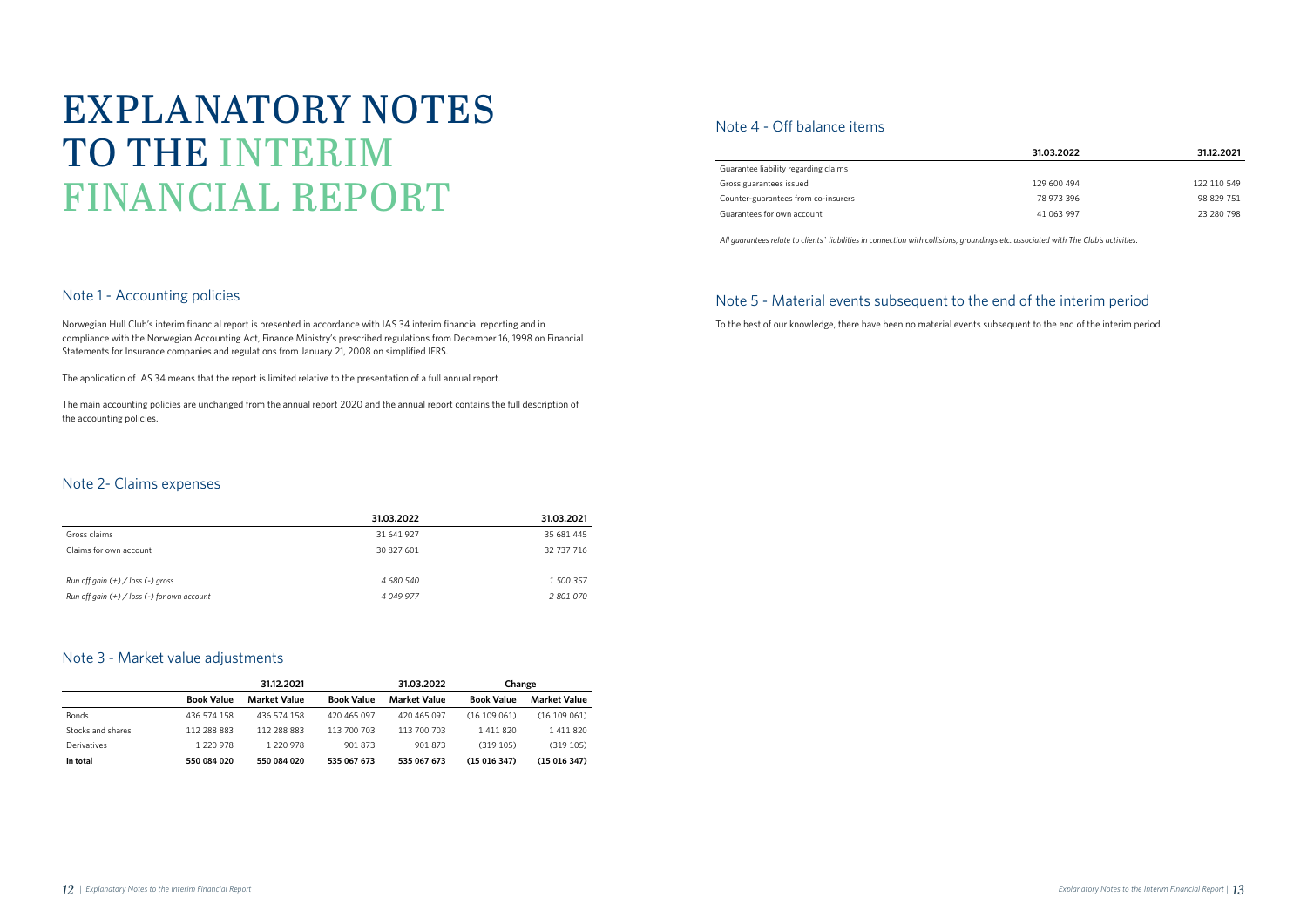# EXPLANATORY NOTES TO THE INTERIM FINANCIAL REPORT

## Note 1 - Accounting policies

Norwegian Hull Club's interim financial report is presented in accordance with IAS 34 interim financial reporting and in compliance with the Norwegian Accounting Act, Finance Ministry's prescribed regulations from December 16, 1998 on Financial Statements for Insurance companies and regulations from January 21, 2008 on simplified IFRS.

The application of IAS 34 means that the report is limited relative to the presentation of a full annual report.

The main accounting policies are unchanged from the annual report 2020 and the annual report contains the full description of the accounting policies.

## Note 2- Claims expenses

| | 31.03.2022 | 31.03.2021 |
|---|---|---|
| Gross claims | 31 641 927 | 35 681 445 |
| Claims for own account | 30 827 601 | 32 737 716 |
| *Run off gain (+) / loss (-) gross* | *4 680 540* | *1 500 357* |
| *Run off gain (+) / loss (-) for own account* | *4 049 977* | *2 801 070* |

## Note 3 - Market value adjustments

| | 31.12.2021 | | 31.03.2022 | | Change | |
|---|---|---|---|---|---|---|
| | **Book Value** | **Market Value** | **Book Value** | **Market Value** | **Book Value** | **Market Value** |
| Bonds | 436 574 158 | 436 574 158 | 420 465 097 | 420 465 097 | (16 109 061) | (16 109 061) |
| Stocks and shares | 112 288 883 | 112 288 883 | 113 700 703 | 113 700 703 | 1 411 820 | 1 411 820 |
| Derivatives | 1 220 978 | 1 220 978 | 901 873 | 901 873 | (319 105) | (319 105) |
| **In total** | **550 084 020** | **550 084 020** | **535 067 673** | **535 067 673** | **(15 016 347)** | **(15 016 347)** |

## Note 4 - Off balance items

| | 31.03.2022 | 31.12.2021 |
|---|---|---|
| Guarantee liability regarding claims | | |
| Gross guarantees issued | 129 600 494 | 122 110 549 |
| Counter-guarantees from co-insurers | 78 973 396 | 98 829 751 |
| Guarantees for own account | 41 063 997 | 23 280 798 |

*All guarantees relate to clients´ liabilities in connection with collisions, groundings etc. associated with The Club's activities.*

## Note 5 - Material events subsequent to the end of the interim period

To the best of our knowledge, there have been no material events subsequent to the end of the interim period.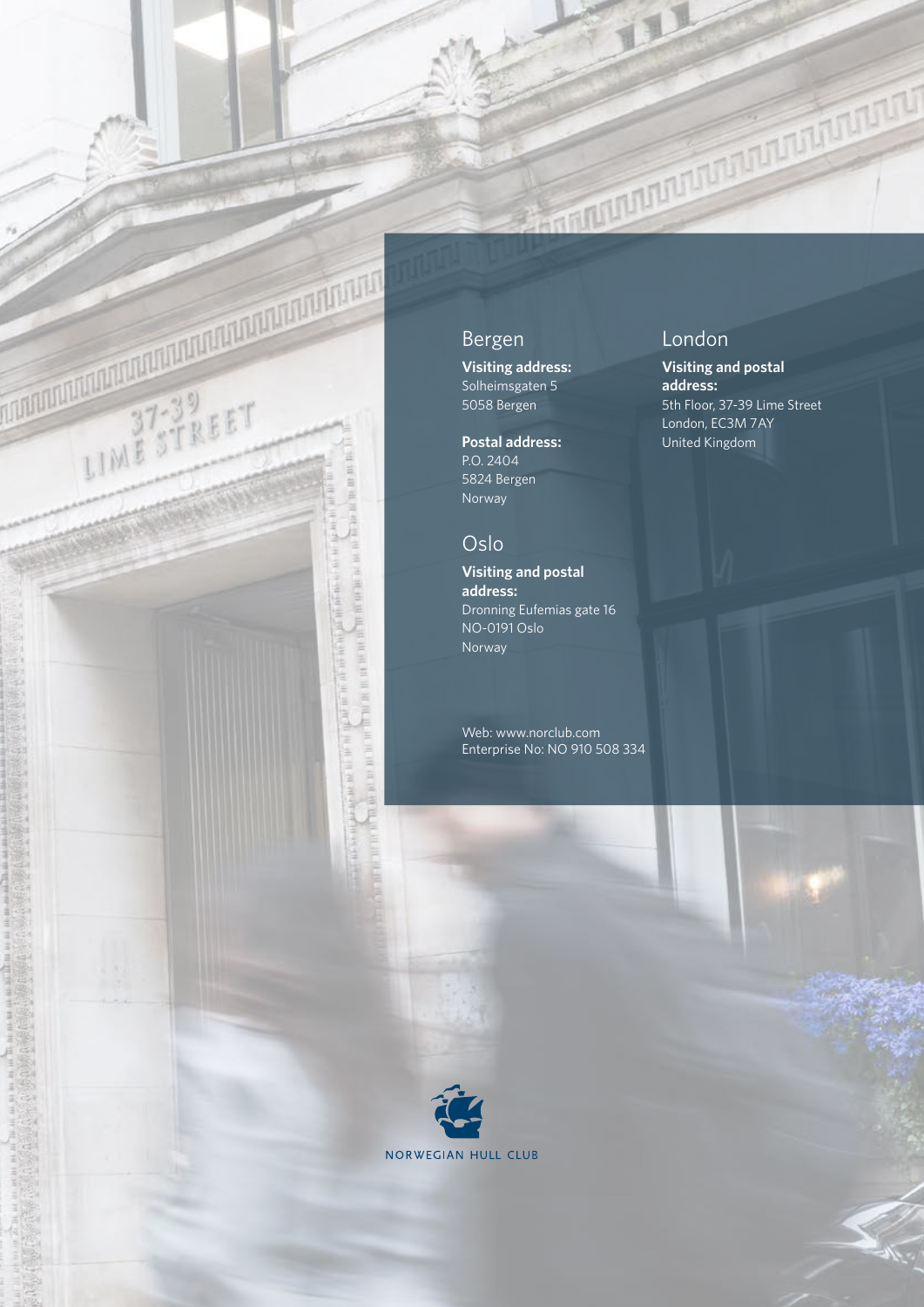## Bergen

**Visiting address:**
Solheimsgaten 5
5058 Bergen

**Postal address:**
P.O. 2404
5824 Bergen
Norway

## Oslo

**Visiting and postal address:**
Dronning Eufemias gate 16
NO-0191 Oslo
Norway

## London

**Visiting and postal address:**
5th Floor, 37-39 Lime Street
London, EC3M 7AY
United Kingdom

Web: www.norclub.com
Enterprise No: NO 910 508 334

NORWEGIAN HULL CLUB